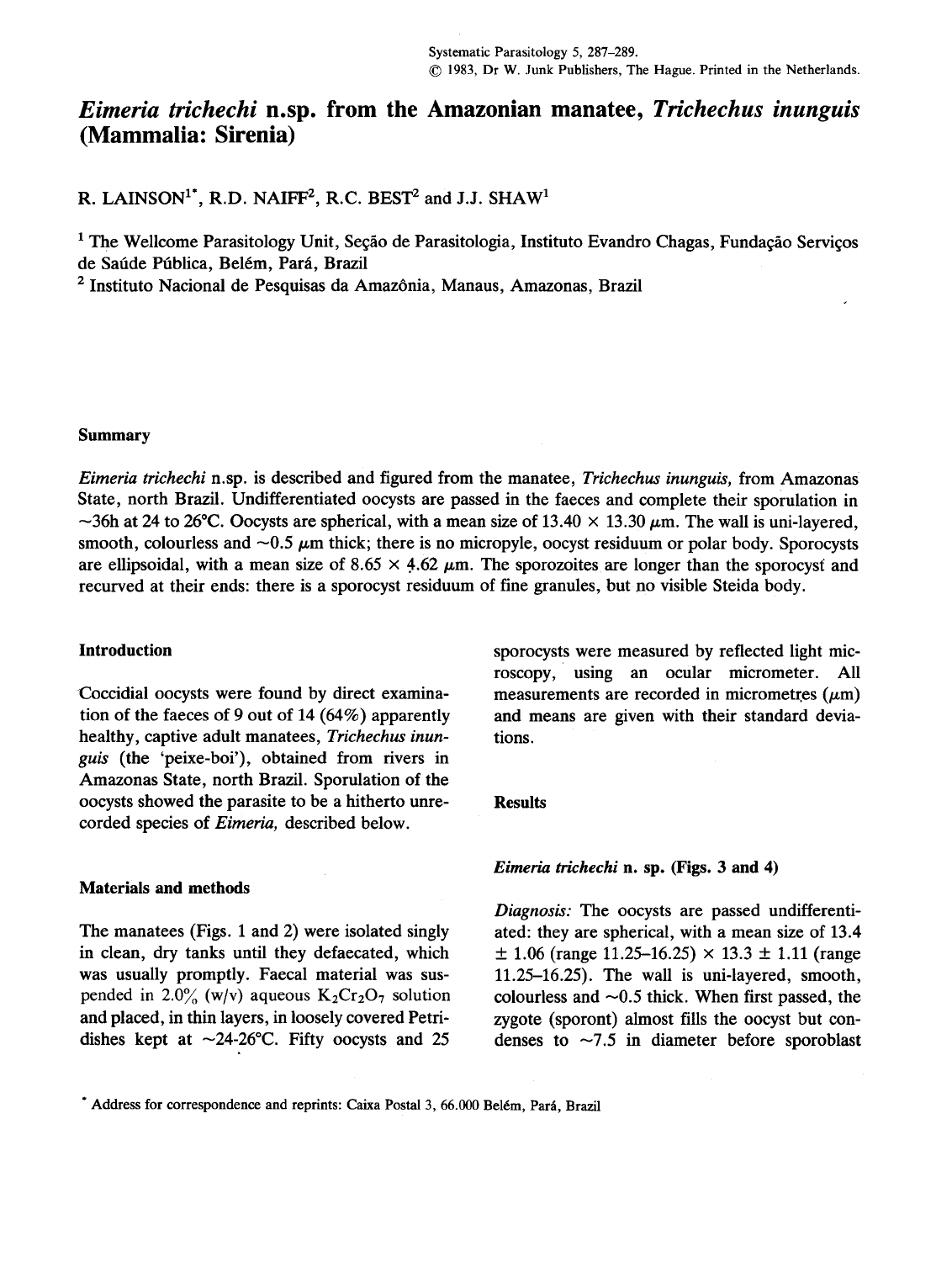# *Eimeria trichechi* n.sp. from the Amazonian manatee, *Trichechus inunguis* (Mammalia: Sirenia)

R. LAINSON[1*], R.D. NAIFF[2], R.C. BEST[2] and J.J. SHAW[1]

[1] The Wellcome Parasitology Unit, Seção de Parasitologia, Instituto Evandro Chagas, Fundação Serviços de Saúde Pública, Belém, Pará, Brazil

[2] Instituto Nacional de Pesquisas da Amazônia, Manaus, Amazonas, Brazil

## Summary

*Eimeria trichechi* n.sp. is described and figured from the manatee, *Trichechus inunguis,* from Amazonas State, north Brazil. Undifferentiated oocysts are passed in the faeces and complete their sporulation in ~36h at 24 to 26°C. Oocysts are spherical, with a mean size of 13.40 × 13.30 μm. The wall is uni-layered, smooth, colourless and ~0.5 μm thick; there is no micropyle, oocyst residuum or polar body. Sporocysts are ellipsoidal, with a mean size of 8.65 × 4.62 μm. The sporozoites are longer than the sporocyst and recurved at their ends: there is a sporocyst residuum of fine granules, but no visible Steida body.

## Introduction

Coccidial oocysts were found by direct examination of the faeces of 9 out of 14 (64%) apparently healthy, captive adult manatees, *Trichechus inunguis* (the 'peixe-boi'), obtained from rivers in Amazonas State, north Brazil. Sporulation of the oocysts showed the parasite to be a hitherto unrecorded species of *Eimeria,* described below.

## Materials and methods

The manatees (Figs. 1 and 2) were isolated singly in clean, dry tanks until they defaecated, which was usually promptly. Faecal material was suspended in 2.0% (w/v) aqueous $K_2Cr_2O_7$ solution and placed, in thin layers, in loosely covered Petri-dishes kept at ~24-26°C. Fifty oocysts and 25 sporocysts were measured by reflected light microscopy, using an ocular micrometer. All measurements are recorded in micrometres (μm) and means are given with their standard deviations.

## Results

### *Eimeria trichechi* n. sp. (Figs. 3 and 4)

*Diagnosis:* The oocysts are passed undifferentiated: they are spherical, with a mean size of 13.4 ± 1.06 (range 11.25–16.25) × 13.3 ± 1.11 (range 11.25–16.25). The wall is uni-layered, smooth, colourless and ~0.5 thick. When first passed, the zygote (sporont) almost fills the oocyst but condenses to ~7.5 in diameter before sporoblast

\* Address for correspondence and reprints: Caixa Postal 3, 66.000 Belém, Pará, Brazil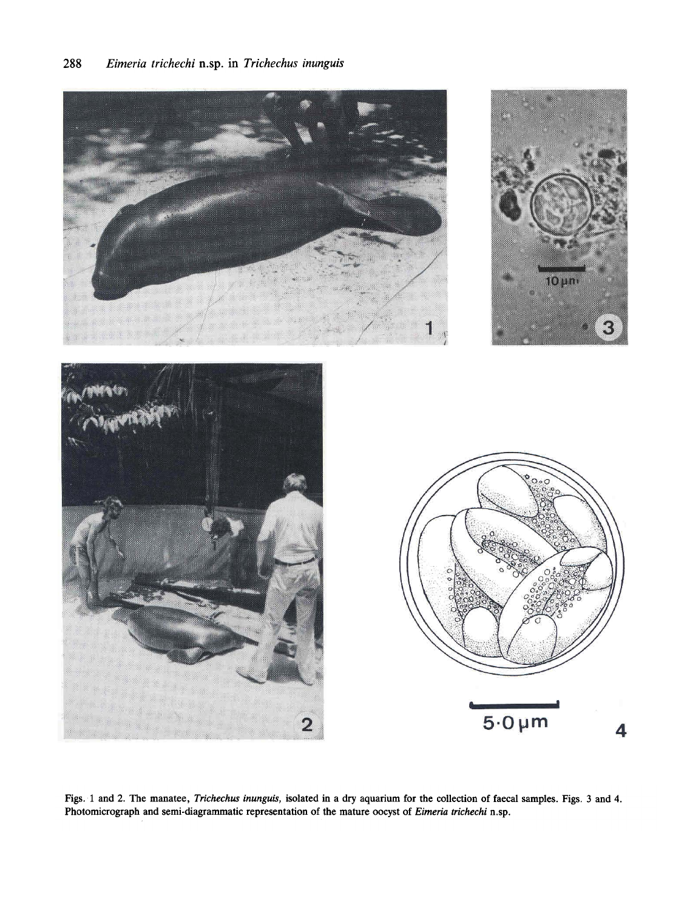Figs. 1 and 2. The manatee, *Trichechus inunguis*, isolated in a dry aquarium for the collection of faecal samples. Figs. 3 and 4. Photomicrograph and semi-diagrammatic representation of the mature oocyst of *Eimeria trichechi* n.sp.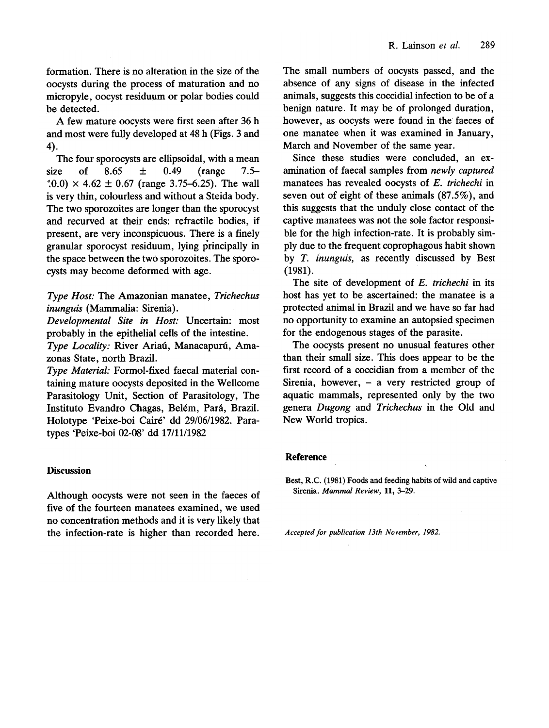formation. There is no alteration in the size of the oocysts during the process of maturation and no micropyle, oocyst residuum or polar bodies could be detected.

A few mature oocysts were first seen after 36 h and most were fully developed at 48 h (Figs. 3 and 4).

The four sporocysts are ellipsoidal, with a mean size of $8.65 \pm 0.49$ (range 7.5–10.0) $\times$ $4.62 \pm 0.67$ (range 3.75–6.25). The wall is very thin, colourless and without a Steida body. The two sporozoites are longer than the sporocyst and recurved at their ends: refractile bodies, if present, are very inconspicuous. There is a finely granular sporocyst residuum, lying principally in the space between the two sporozoites. The sporocysts may become deformed with age.

*Type Host:* The Amazonian manatee, *Trichechus inunguis* (Mammalia: Sirenia).

*Developmental Site in Host:* Uncertain: most probably in the epithelial cells of the intestine.

*Type Locality:* River Ariaú, Manacapurú, Amazonas State, north Brazil.

*Type Material:* Formol-fixed faecal material containing mature oocysts deposited in the Wellcome Parasitology Unit, Section of Parasitology, The Instituto Evandro Chagas, Belém, Pará, Brazil. Holotype 'Peixe-boi Cairé' dd 29/06/1982. Paratypes 'Peixe-boi 02-08' dd 17/11/1982

## Discussion

Although oocysts were not seen in the faeces of five of the fourteen manatees examined, we used no concentration methods and it is very likely that the infection-rate is higher than recorded here. The small numbers of oocysts passed, and the absence of any signs of disease in the infected animals, suggests this coccidial infection to be of a benign nature. It may be of prolonged duration, however, as oocysts were found in the faeces of one manatee when it was examined in January, March and November of the same year.

Since these studies were concluded, an examination of faecal samples from *newly captured* manatees has revealed oocysts of *E. trichechi* in seven out of eight of these animals (87.5%), and this suggests that the unduly close contact of the captive manatees was not the sole factor responsible for the high infection-rate. It is probably simply due to the frequent coprophagous habit shown by *T. inunguis,* as recently discussed by Best (1981).

The site of development of *E. trichechi* in its host has yet to be ascertained: the manatee is a protected animal in Brazil and we have so far had no opportunity to examine an autopsied specimen for the endogenous stages of the parasite.

The oocysts present no unusual features other than their small size. This does appear to be the first record of a coccidian from a member of the Sirenia, however, – a very restricted group of aquatic mammals, represented only by the two genera *Dugong* and *Trichechus* in the Old and New World tropics.

## Reference

Best, R.C. (1981) Foods and feeding habits of wild and captive Sirenia. *Mammal Review,* **11,** 3–29.

*Accepted for publication 13th November, 1982.*